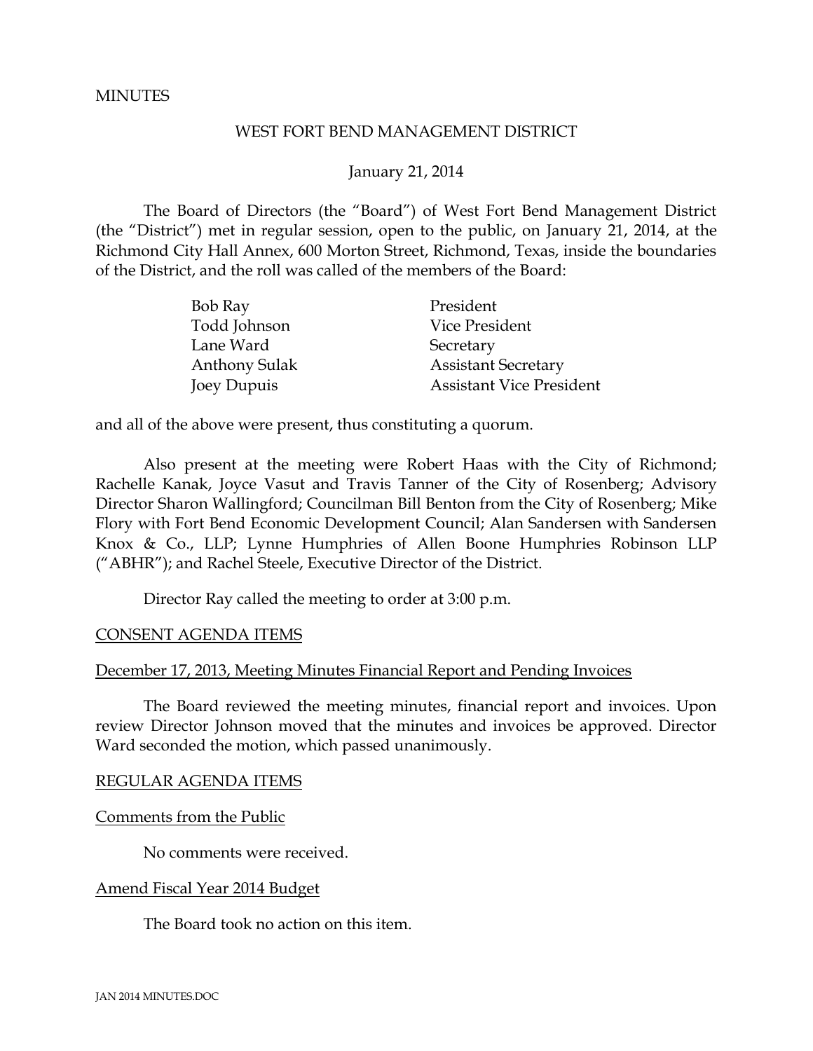MINUTES

WEST FORT BEND MANAGEMENT DISTRICT

January 21, 2014

The Board of Directors (the "Board") of West Fort Bend Management District (the "District") met in regular session, open to the public, on January 21, 2014, at the Richmond City Hall Annex, 600 Morton Street, Richmond, Texas, inside the boundaries of the District, and the roll was called of the members of the Board:

| | |
|---|---|
| Bob Ray | President |
| Todd Johnson | Vice President |
| Lane Ward | Secretary |
| Anthony Sulak | Assistant Secretary |
| Joey Dupuis | Assistant Vice President |

and all of the above were present, thus constituting a quorum.

Also present at the meeting were Robert Haas with the City of Richmond; Rachelle Kanak, Joyce Vasut and Travis Tanner of the City of Rosenberg; Advisory Director Sharon Wallingford; Councilman Bill Benton from the City of Rosenberg; Mike Flory with Fort Bend Economic Development Council; Alan Sandersen with Sandersen Knox & Co., LLP; Lynne Humphries of Allen Boone Humphries Robinson LLP ("ABHR"); and Rachel Steele, Executive Director of the District.

Director Ray called the meeting to order at 3:00 p.m.

CONSENT AGENDA ITEMS

December 17, 2013, Meeting Minutes Financial Report and Pending Invoices

The Board reviewed the meeting minutes, financial report and invoices. Upon review Director Johnson moved that the minutes and invoices be approved. Director Ward seconded the motion, which passed unanimously.

REGULAR AGENDA ITEMS

Comments from the Public

No comments were received.

Amend Fiscal Year 2014 Budget

The Board took no action on this item.

JAN 2014 MINUTES.DOC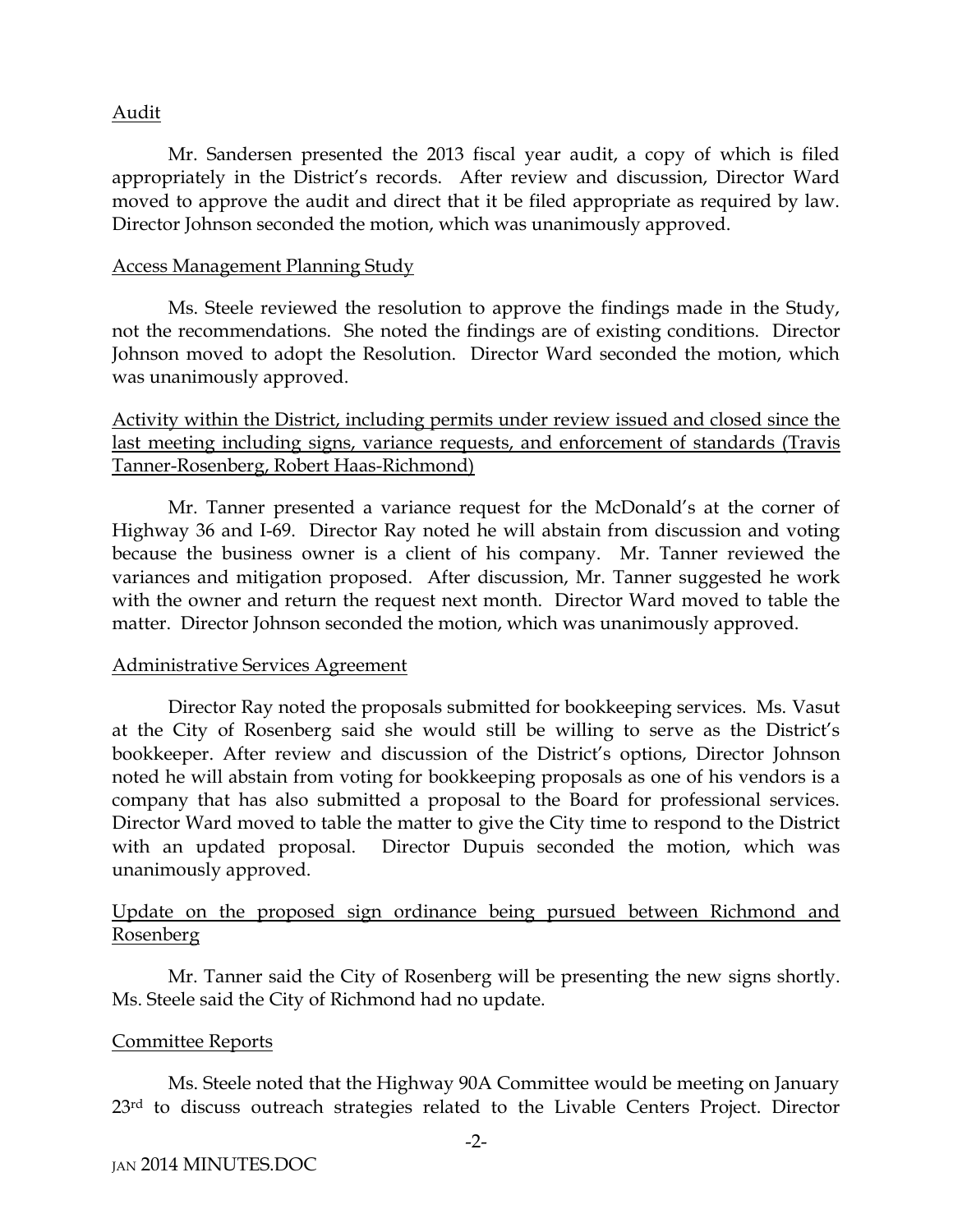Audit

Mr. Sandersen presented the 2013 fiscal year audit, a copy of which is filed appropriately in the District's records. After review and discussion, Director Ward moved to approve the audit and direct that it be filed appropriate as required by law. Director Johnson seconded the motion, which was unanimously approved.

Access Management Planning Study

Ms. Steele reviewed the resolution to approve the findings made in the Study, not the recommendations. She noted the findings are of existing conditions. Director Johnson moved to adopt the Resolution. Director Ward seconded the motion, which was unanimously approved.

Activity within the District, including permits under review issued and closed since the last meeting including signs, variance requests, and enforcement of standards (Travis Tanner-Rosenberg, Robert Haas-Richmond)

Mr. Tanner presented a variance request for the McDonald's at the corner of Highway 36 and I-69. Director Ray noted he will abstain from discussion and voting because the business owner is a client of his company. Mr. Tanner reviewed the variances and mitigation proposed. After discussion, Mr. Tanner suggested he work with the owner and return the request next month. Director Ward moved to table the matter. Director Johnson seconded the motion, which was unanimously approved.

Administrative Services Agreement

Director Ray noted the proposals submitted for bookkeeping services. Ms. Vasut at the City of Rosenberg said she would still be willing to serve as the District's bookkeeper. After review and discussion of the District's options, Director Johnson noted he will abstain from voting for bookkeeping proposals as one of his vendors is a company that has also submitted a proposal to the Board for professional services. Director Ward moved to table the matter to give the City time to respond to the District with an updated proposal. Director Dupuis seconded the motion, which was unanimously approved.

Update on the proposed sign ordinance being pursued between Richmond and Rosenberg

Mr. Tanner said the City of Rosenberg will be presenting the new signs shortly. Ms. Steele said the City of Richmond had no update.

Committee Reports

Ms. Steele noted that the Highway 90A Committee would be meeting on January 23rd to discuss outreach strategies related to the Livable Centers Project. Director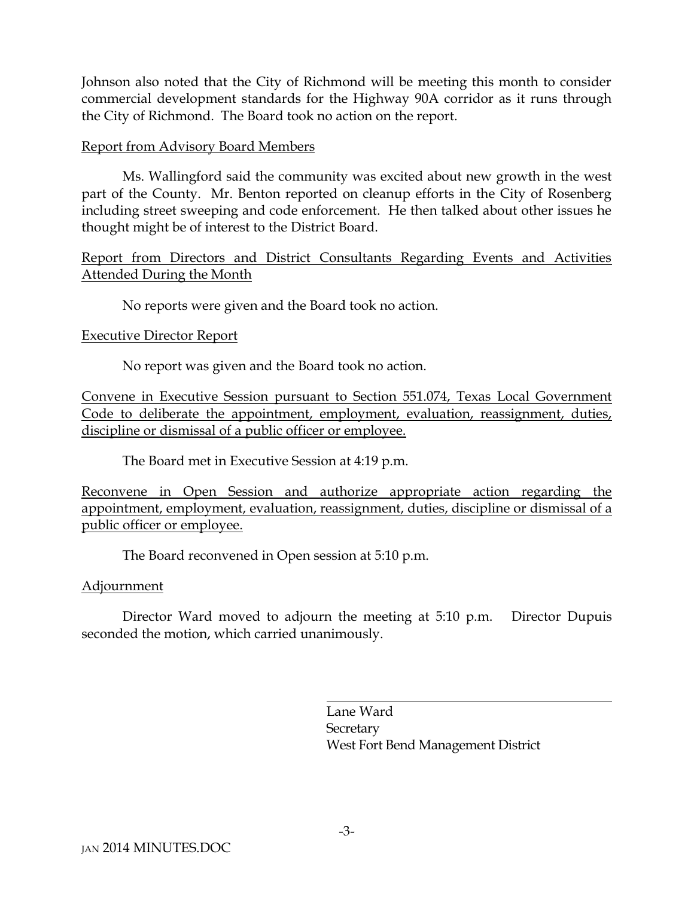Johnson also noted that the City of Richmond will be meeting this month to consider commercial development standards for the Highway 90A corridor as it runs through the City of Richmond. The Board took no action on the report.

Report from Advisory Board Members

Ms. Wallingford said the community was excited about new growth in the west part of the County. Mr. Benton reported on cleanup efforts in the City of Rosenberg including street sweeping and code enforcement. He then talked about other issues he thought might be of interest to the District Board.

Report from Directors and District Consultants Regarding Events and Activities Attended During the Month

No reports were given and the Board took no action.

Executive Director Report

No report was given and the Board took no action.

Convene in Executive Session pursuant to Section 551.074, Texas Local Government Code to deliberate the appointment, employment, evaluation, reassignment, duties, discipline or dismissal of a public officer or employee.

The Board met in Executive Session at 4:19 p.m.

Reconvene in Open Session and authorize appropriate action regarding the appointment, employment, evaluation, reassignment, duties, discipline or dismissal of a public officer or employee.

The Board reconvened in Open session at 5:10 p.m.

Adjournment

Director Ward moved to adjourn the meeting at 5:10 p.m. Director Dupuis seconded the motion, which carried unanimously.

Lane Ward
Secretary
West Fort Bend Management District

JAN 2014 MINUTES.DOC